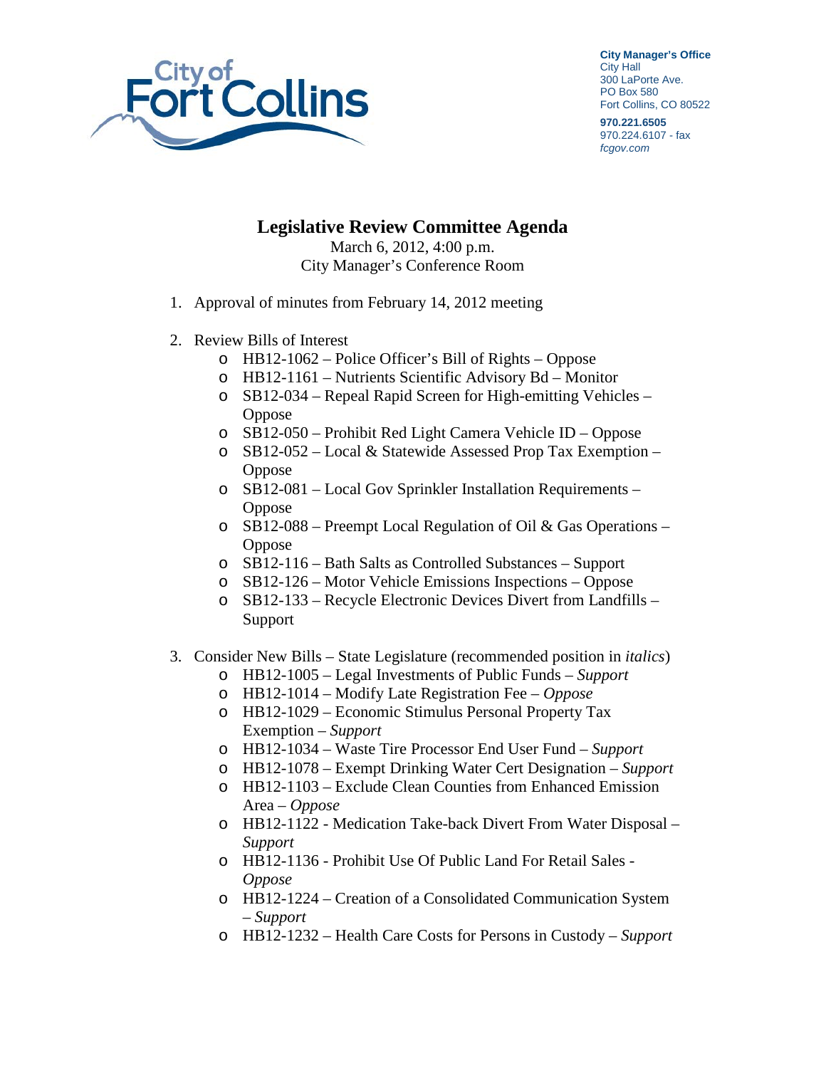City of Fort Collins

**City Manager's Office**
City Hall
300 LaPorte Ave.
PO Box 580
Fort Collins, CO 80522

**970.221.6505**
970.224.6107 - fax
*fcgov.com*

# Legislative Review Committee Agenda

March 6, 2012, 4:00 p.m.
City Manager's Conference Room

1. Approval of minutes from February 14, 2012 meeting

2. Review Bills of Interest
   - HB12-1062 – Police Officer's Bill of Rights – Oppose
   - HB12-1161 – Nutrients Scientific Advisory Bd – Monitor
   - SB12-034 – Repeal Rapid Screen for High-emitting Vehicles – Oppose
   - SB12-050 – Prohibit Red Light Camera Vehicle ID – Oppose
   - SB12-052 – Local & Statewide Assessed Prop Tax Exemption – Oppose
   - SB12-081 – Local Gov Sprinkler Installation Requirements – Oppose
   - SB12-088 – Preempt Local Regulation of Oil & Gas Operations – Oppose
   - SB12-116 – Bath Salts as Controlled Substances – Support
   - SB12-126 – Motor Vehicle Emissions Inspections – Oppose
   - SB12-133 – Recycle Electronic Devices Divert from Landfills – Support

3. Consider New Bills – State Legislature (recommended position in *italics*)
   - HB12-1005 – Legal Investments of Public Funds – *Support*
   - HB12-1014 – Modify Late Registration Fee – *Oppose*
   - HB12-1029 – Economic Stimulus Personal Property Tax Exemption – *Support*
   - HB12-1034 – Waste Tire Processor End User Fund – *Support*
   - HB12-1078 – Exempt Drinking Water Cert Designation – *Support*
   - HB12-1103 – Exclude Clean Counties from Enhanced Emission Area – *Oppose*
   - HB12-1122 - Medication Take-back Divert From Water Disposal – *Support*
   - HB12-1136 - Prohibit Use Of Public Land For Retail Sales - *Oppose*
   - HB12-1224 – Creation of a Consolidated Communication System – *Support*
   - HB12-1232 – Health Care Costs for Persons in Custody – *Support*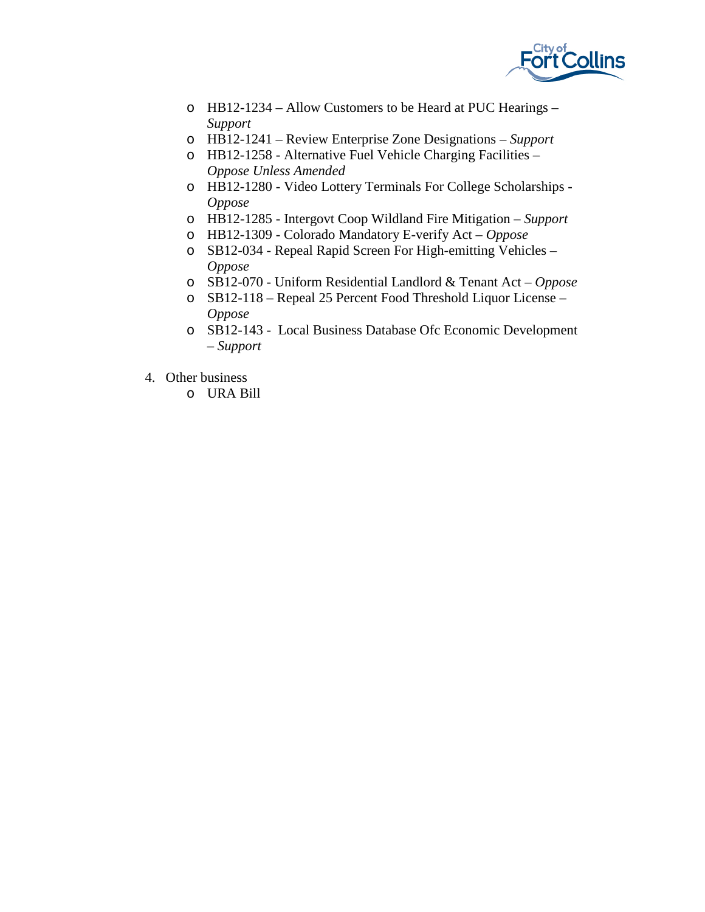- HB12-1234 – Allow Customers to be Heard at PUC Hearings – *Support*
- HB12-1241 – Review Enterprise Zone Designations – *Support*
- HB12-1258 - Alternative Fuel Vehicle Charging Facilities – *Oppose Unless Amended*
- HB12-1280 - Video Lottery Terminals For College Scholarships - *Oppose*
- HB12-1285 - Intergovt Coop Wildland Fire Mitigation – *Support*
- HB12-1309 - Colorado Mandatory E-verify Act – *Oppose*
- SB12-034 - Repeal Rapid Screen For High-emitting Vehicles – *Oppose*
- SB12-070 - Uniform Residential Landlord & Tenant Act – *Oppose*
- SB12-118 – Repeal 25 Percent Food Threshold Liquor License – *Oppose*
- SB12-143 - Local Business Database Ofc Economic Development – *Support*

4. Other business
   - URA Bill